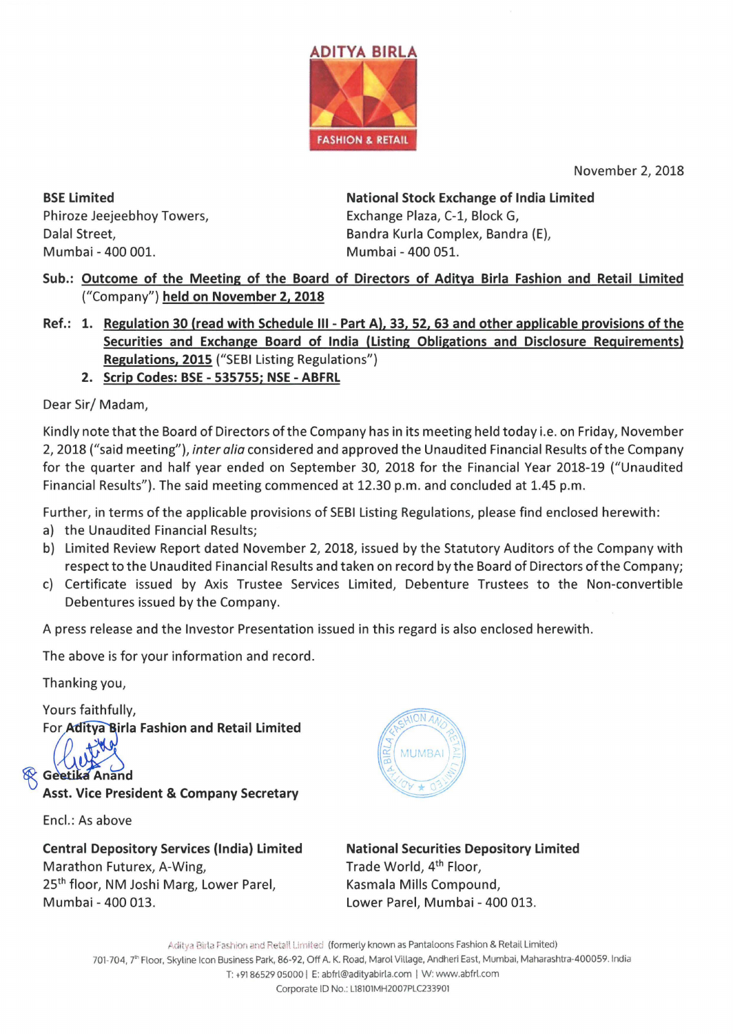ADITYA BIRLA
FASHION & RETAIL

November 2, 2018

**BSE Limited**
Phiroze Jeejeebhoy Towers,
Dalal Street,
Mumbai - 400 001.

**National Stock Exchange of India Limited**
Exchange Plaza, C-1, Block G,
Bandra Kurla Complex, Bandra (E),
Mumbai - 400 051.

**Sub.:** **Outcome of the Meeting of the Board of Directors of Aditya Birla Fashion and Retail Limited** ("Company") **held on November 2, 2018**

**Ref.:**
1. **Regulation 30 (read with Schedule III - Part A), 33, 52, 63 and other applicable provisions of the Securities and Exchange Board of India (Listing Obligations and Disclosure Requirements) Regulations, 2015** ("SEBI Listing Regulations")
2. **Scrip Codes: BSE - 535755; NSE - ABFRL**

Dear Sir/ Madam,

Kindly note that the Board of Directors of the Company has in its meeting held today i.e. on Friday, November 2, 2018 ("said meeting"), *inter alia* considered and approved the Unaudited Financial Results of the Company for the quarter and half year ended on September 30, 2018 for the Financial Year 2018-19 ("Unaudited Financial Results"). The said meeting commenced at 12.30 p.m. and concluded at 1.45 p.m.

Further, in terms of the applicable provisions of SEBI Listing Regulations, please find enclosed herewith:

a) the Unaudited Financial Results;
b) Limited Review Report dated November 2, 2018, issued by the Statutory Auditors of the Company with respect to the Unaudited Financial Results and taken on record by the Board of Directors of the Company;
c) Certificate issued by Axis Trustee Services Limited, Debenture Trustees to the Non-convertible Debentures issued by the Company.

A press release and the Investor Presentation issued in this regard is also enclosed herewith.

The above is for your information and record.

Thanking you,

Yours faithfully,
**For Aditya Birla Fashion and Retail Limited**

**Geetika Anand**
**Asst. Vice President & Company Secretary**

Encl.: As above

**Central Depository Services (India) Limited**
Marathon Futurex, A-Wing,
25th floor, NM Joshi Marg, Lower Parel,
Mumbai - 400 013.

**National Securities Depository Limited**
Trade World, 4th Floor,
Kasmala Mills Compound,
Lower Parel, Mumbai - 400 013.

Aditya Birla Fashion and Retail Limited (formerly known as Pantaloons Fashion & Retail Limited)
701-704, 7th Floor, Skyline Icon Business Park, 86-92, Off A. K. Road, Marol Village, Andheri East, Mumbai, Maharashtra-400059. India
T: +91 86529 05000 | E: abfrl@adityabirla.com | W: www.abfrl.com
Corporate ID No.: L18101MH2007PLC233901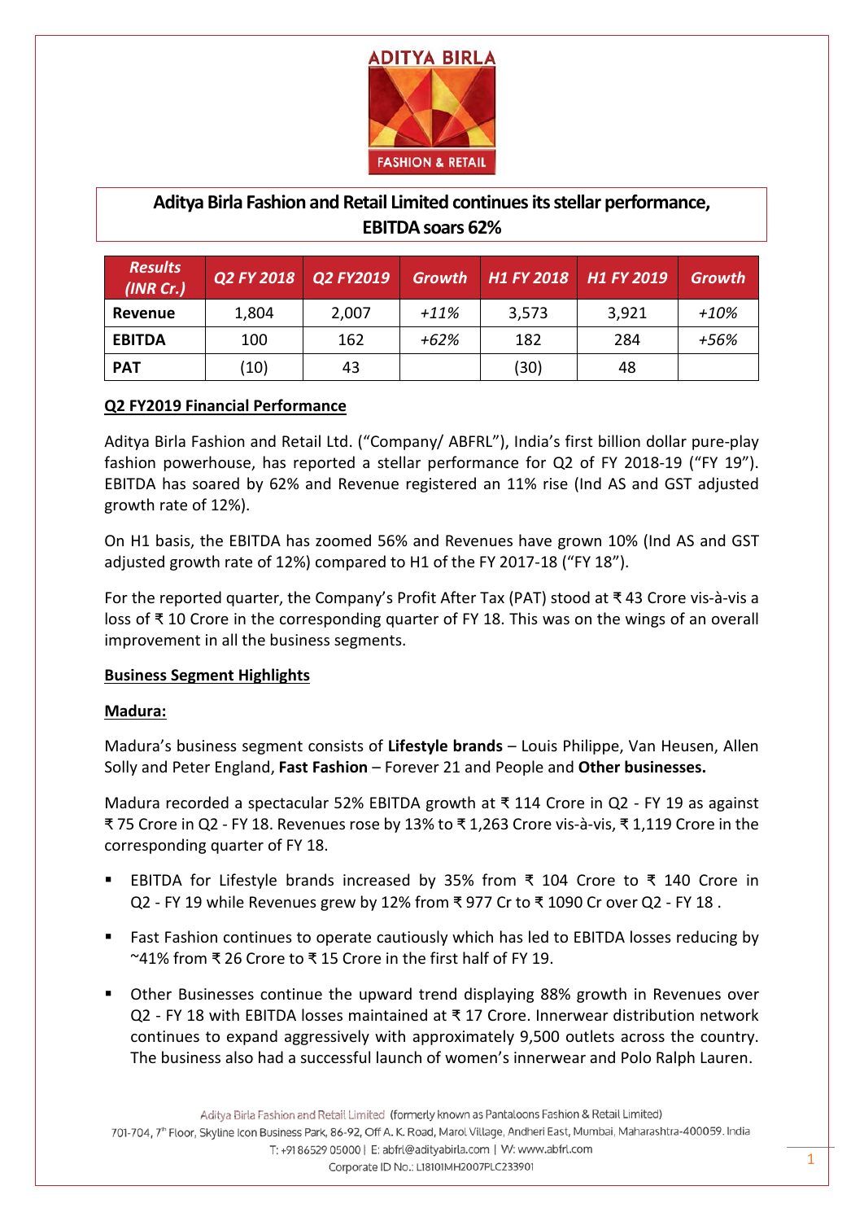## Aditya Birla Fashion and Retail Limited continues its stellar performance, EBITDA soars 62%

| Results (INR Cr.) | Q2 FY 2018 | Q2 FY2019 | Growth | H1 FY 2018 | H1 FY 2019 | Growth |
|---|---|---|---|---|---|---|
| **Revenue** | 1,804 | 2,007 | *+11%* | 3,573 | 3,921 | *+10%* |
| **EBITDA** | 100 | 162 | *+62%* | 182 | 284 | *+56%* |
| **PAT** | (10) | 43 | | (30) | 48 | |

### Q2 FY2019 Financial Performance

Aditya Birla Fashion and Retail Ltd. ("Company/ ABFRL"), India's first billion dollar pure-play fashion powerhouse, has reported a stellar performance for Q2 of FY 2018-19 ("FY 19"). EBITDA has soared by 62% and Revenue registered an 11% rise (Ind AS and GST adjusted growth rate of 12%).

On H1 basis, the EBITDA has zoomed 56% and Revenues have grown 10% (Ind AS and GST adjusted growth rate of 12%) compared to H1 of the FY 2017-18 ("FY 18").

For the reported quarter, the Company's Profit After Tax (PAT) stood at ₹ 43 Crore vis-à-vis a loss of ₹ 10 Crore in the corresponding quarter of FY 18. This was on the wings of an overall improvement in all the business segments.

### Business Segment Highlights

#### Madura:

Madura's business segment consists of **Lifestyle brands** – Louis Philippe, Van Heusen, Allen Solly and Peter England, **Fast Fashion** – Forever 21 and People and **Other businesses.**

Madura recorded a spectacular 52% EBITDA growth at ₹ 114 Crore in Q2 - FY 19 as against ₹ 75 Crore in Q2 - FY 18. Revenues rose by 13% to ₹ 1,263 Crore vis-à-vis, ₹ 1,119 Crore in the corresponding quarter of FY 18.

- EBITDA for Lifestyle brands increased by 35% from ₹ 104 Crore to ₹ 140 Crore in Q2 - FY 19 while Revenues grew by 12% from ₹ 977 Cr to ₹ 1090 Cr over Q2 - FY 18 .
- Fast Fashion continues to operate cautiously which has led to EBITDA losses reducing by ~41% from ₹ 26 Crore to ₹ 15 Crore in the first half of FY 19.
- Other Businesses continue the upward trend displaying 88% growth in Revenues over Q2 - FY 18 with EBITDA losses maintained at ₹ 17 Crore. Innerwear distribution network continues to expand aggressively with approximately 9,500 outlets across the country. The business also had a successful launch of women's innerwear and Polo Ralph Lauren.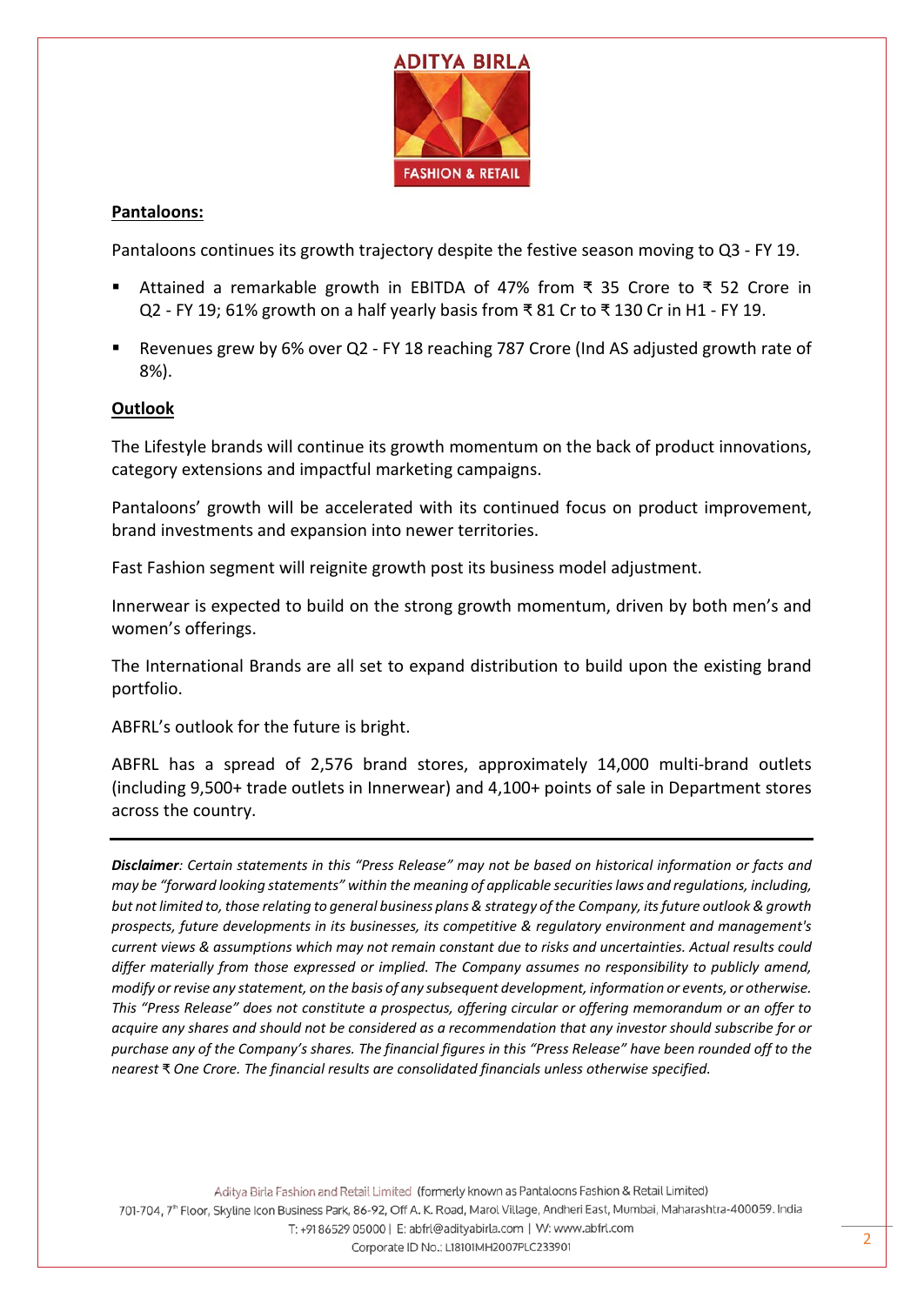**Pantaloons:**

Pantaloons continues its growth trajectory despite the festive season moving to Q3 - FY 19.

- Attained a remarkable growth in EBITDA of 47% from ₹ 35 Crore to ₹ 52 Crore in Q2 - FY 19; 61% growth on a half yearly basis from ₹ 81 Cr to ₹ 130 Cr in H1 - FY 19.
- Revenues grew by 6% over Q2 - FY 18 reaching 787 Crore (Ind AS adjusted growth rate of 8%).

**Outlook**

The Lifestyle brands will continue its growth momentum on the back of product innovations, category extensions and impactful marketing campaigns.

Pantaloons' growth will be accelerated with its continued focus on product improvement, brand investments and expansion into newer territories.

Fast Fashion segment will reignite growth post its business model adjustment.

Innerwear is expected to build on the strong growth momentum, driven by both men's and women's offerings.

The International Brands are all set to expand distribution to build upon the existing brand portfolio.

ABFRL's outlook for the future is bright.

ABFRL has a spread of 2,576 brand stores, approximately 14,000 multi-brand outlets (including 9,500+ trade outlets in Innerwear) and 4,100+ points of sale in Department stores across the country.

---

***Disclaimer**: Certain statements in this "Press Release" may not be based on historical information or facts and may be "forward looking statements" within the meaning of applicable securities laws and regulations, including, but not limited to, those relating to general business plans & strategy of the Company, its future outlook & growth prospects, future developments in its businesses, its competitive & regulatory environment and management's current views & assumptions which may not remain constant due to risks and uncertainties. Actual results could differ materially from those expressed or implied. The Company assumes no responsibility to publicly amend, modify or revise any statement, on the basis of any subsequent development, information or events, or otherwise. This "Press Release" does not constitute a prospectus, offering circular or offering memorandum or an offer to acquire any shares and should not be considered as a recommendation that any investor should subscribe for or purchase any of the Company's shares. The financial figures in this "Press Release" have been rounded off to the nearest ₹ One Crore. The financial results are consolidated financials unless otherwise specified.*

Aditya Birla Fashion and Retail Limited (formerly known as Pantaloons Fashion & Retail Limited)
701-704, 7th Floor, Skyline Icon Business Park, 86-92, Off A. K. Road, Marol Village, Andheri East, Mumbai, Maharashtra-400059. India
T: +91 86529 05000 | E: abfrl@adityabirla.com | W: www.abfrl.com
Corporate ID No.: L18101MH2007PLC233901